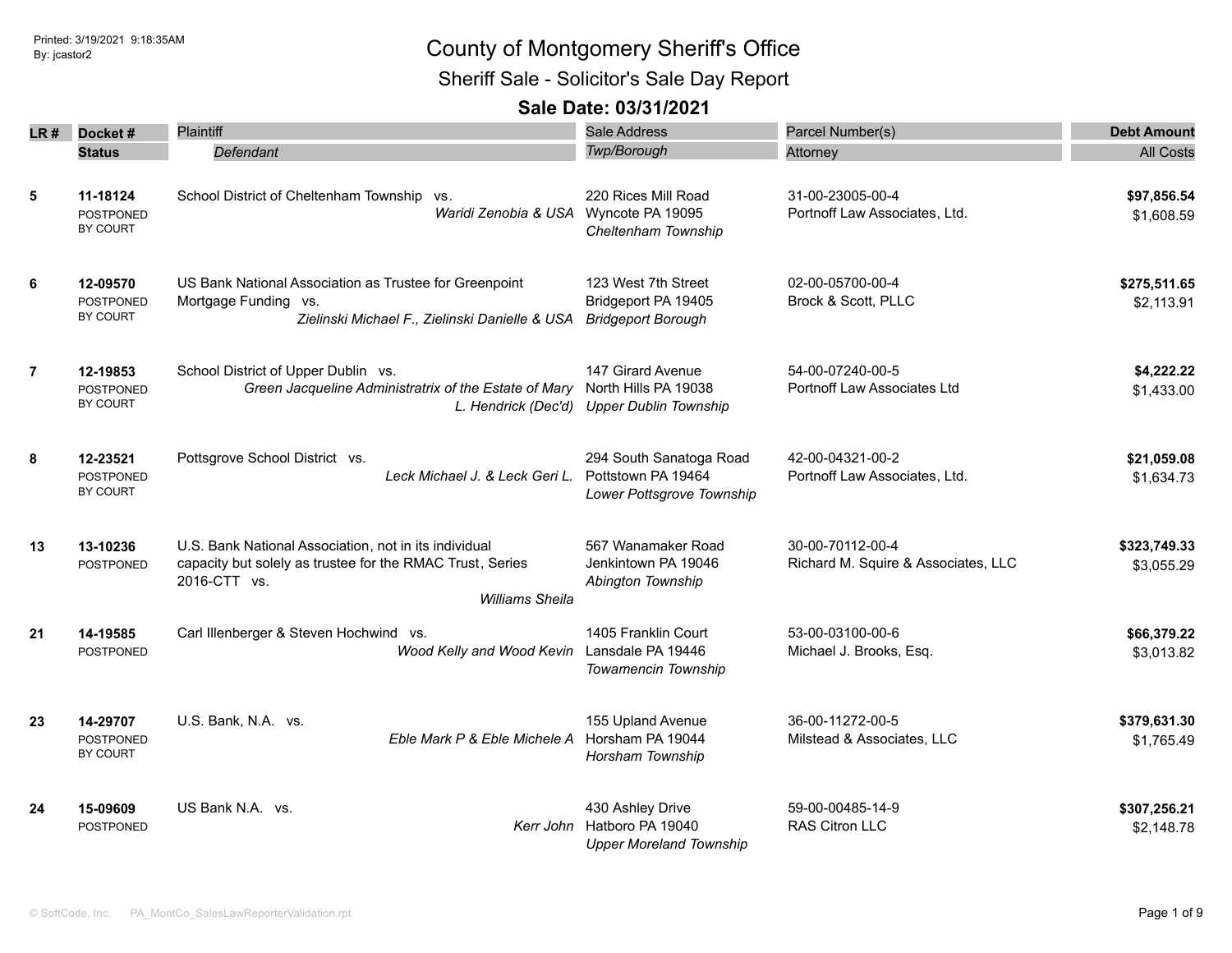Printed: 3/19/2021 9:18:35AM
By: jcastor2

# County of Montgomery Sheriff's Office

## Sheriff Sale - Solicitor's Sale Day Report

### Sale Date: 03/31/2021

| LR # | Docket # / Status | Plaintiff / *Defendant* | Sale Address / *Twp/Borough* | Parcel Number(s) / Attorney | Debt Amount / All Costs |
|---|---|---|---|---|---|
| 5 | **11-18124** POSTPONED BY COURT | School District of Cheltenham Township vs. *Waridi Zenobia & USA* | 220 Rices Mill Road Wyncote PA 19095 *Cheltenham Township* | 31-00-23005-00-4 Portnoff Law Associates, Ltd. | **$97,856.54** $1,608.59 |
| 6 | **12-09570** POSTPONED BY COURT | US Bank National Association as Trustee for Greenpoint Mortgage Funding vs. *Zielinski Michael F., Zielinski Danielle & USA* | 123 West 7th Street Bridgeport PA 19405 *Bridgeport Borough* | 02-00-05700-00-4 Brock & Scott, PLLC | **$275,511.65** $2,113.91 |
| 7 | **12-19853** POSTPONED BY COURT | School District of Upper Dublin vs. *Green Jacqueline Administratrix of the Estate of Mary L. Hendrick (Dec'd)* | 147 Girard Avenue North Hills PA 19038 *Upper Dublin Township* | 54-00-07240-00-5 Portnoff Law Associates Ltd | **$4,222.22** $1,433.00 |
| 8 | **12-23521** POSTPONED BY COURT | Pottsgrove School District vs. *Leck Michael J. & Leck Geri L.* | 294 South Sanatoga Road Pottstown PA 19464 *Lower Pottsgrove Township* | 42-00-04321-00-2 Portnoff Law Associates, Ltd. | **$21,059.08** $1,634.73 |
| 13 | **13-10236** POSTPONED | U.S. Bank National Association, not in its individual capacity but solely as trustee for the RMAC Trust, Series 2016-CTT vs. *Williams Sheila* | 567 Wanamaker Road Jenkintown PA 19046 *Abington Township* | 30-00-70112-00-4 Richard M. Squire & Associates, LLC | **$323,749.33** $3,055.29 |
| 21 | **14-19585** POSTPONED | Carl Illenberger & Steven Hochwind vs. *Wood Kelly and Wood Kevin* | 1405 Franklin Court Lansdale PA 19446 *Towamencin Township* | 53-00-03100-00-6 Michael J. Brooks, Esq. | **$66,379.22** $3,013.82 |
| 23 | **14-29707** POSTPONED BY COURT | U.S. Bank, N.A. vs. *Eble Mark P & Eble Michele A* | 155 Upland Avenue Horsham PA 19044 *Horsham Township* | 36-00-11272-00-5 Milstead & Associates, LLC | **$379,631.30** $1,765.49 |
| 24 | **15-09609** POSTPONED | US Bank N.A. vs. *Kerr John* | 430 Ashley Drive Hatboro PA 19040 *Upper Moreland Township* | 59-00-00485-14-9 RAS Citron LLC | **$307,256.21** $2,148.78 |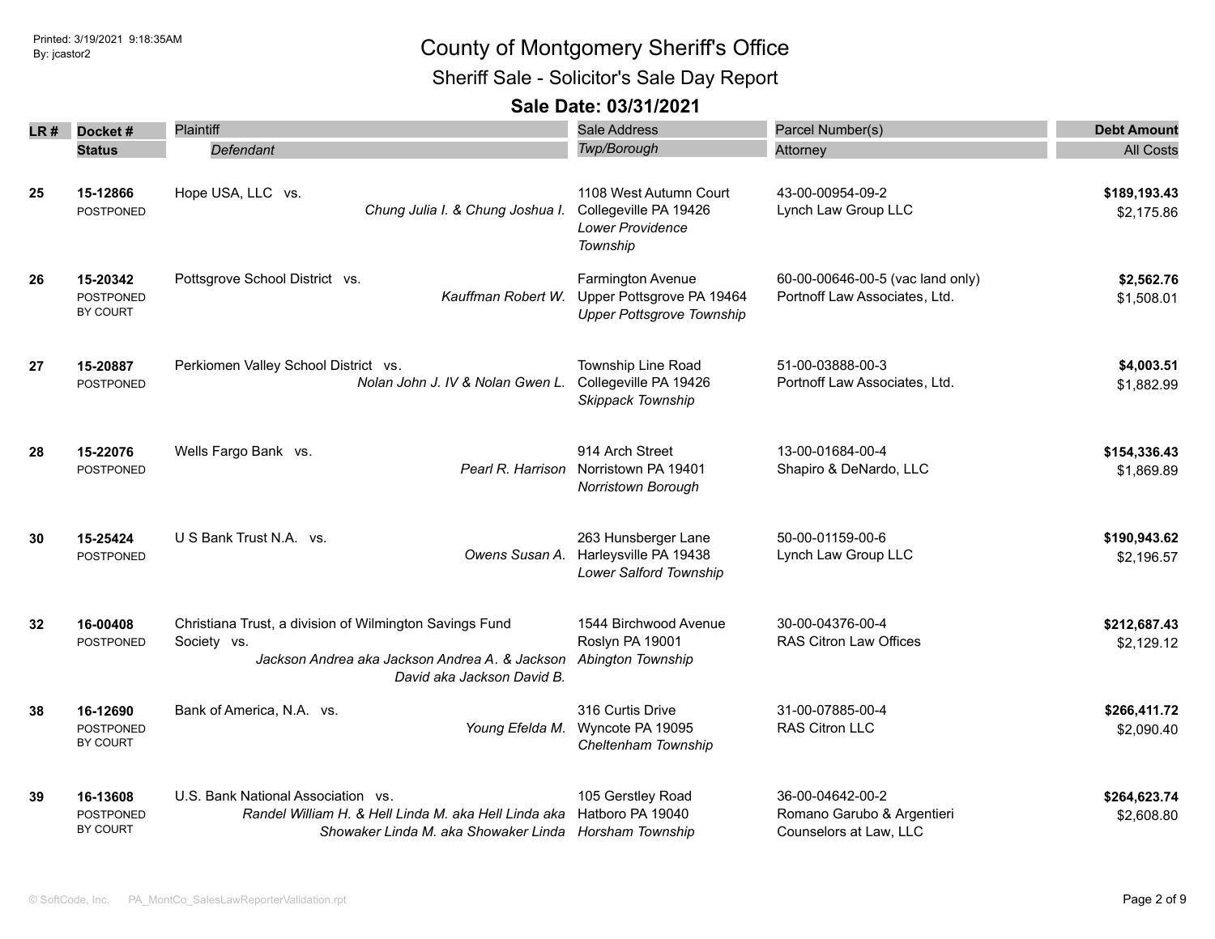Printed: 3/19/2021 9:18:35AM
By: jcastor2

# County of Montgomery Sheriff's Office

## Sheriff Sale - Solicitor's Sale Day Report

### Sale Date: 03/31/2021

| LR # | Docket # / Status | Plaintiff / *Defendant* | Sale Address / *Twp/Borough* | Parcel Number(s) / Attorney | Debt Amount / All Costs |
|---|---|---|---|---|---|
| 25 | 15-12866 POSTPONED | Hope USA, LLC vs. *Chung Julia I. & Chung Joshua I.* | 1108 West Autumn Court Collegeville PA 19426 *Lower Providence Township* | 43-00-00954-09-2 Lynch Law Group LLC | **$189,193.43** $2,175.86 |
| 26 | 15-20342 POSTPONED BY COURT | Pottsgrove School District vs. *Kauffman Robert W.* | Farmington Avenue Upper Pottsgrove PA 19464 *Upper Pottsgrove Township* | 60-00-00646-00-5 (vac land only) Portnoff Law Associates, Ltd. | **$2,562.76** $1,508.01 |
| 27 | 15-20887 POSTPONED | Perkiomen Valley School District vs. *Nolan John J. IV & Nolan Gwen L.* | Township Line Road Collegeville PA 19426 *Skippack Township* | 51-00-03888-00-3 Portnoff Law Associates, Ltd. | **$4,003.51** $1,882.99 |
| 28 | 15-22076 POSTPONED | Wells Fargo Bank vs. *Pearl R. Harrison* | 914 Arch Street Norristown PA 19401 *Norristown Borough* | 13-00-01684-00-4 Shapiro & DeNardo, LLC | **$154,336.43** $1,869.89 |
| 30 | 15-25424 POSTPONED | U S Bank Trust N.A. vs. *Owens Susan A.* | 263 Hunsberger Lane Harleysville PA 19438 *Lower Salford Township* | 50-00-01159-00-6 Lynch Law Group LLC | **$190,943.62** $2,196.57 |
| 32 | 16-00408 POSTPONED | Christiana Trust, a division of Wilmington Savings Fund Society vs. *Jackson Andrea aka Jackson Andrea A. & Jackson David aka Jackson David B.* | 1544 Birchwood Avenue Roslyn PA 19001 *Abington Township* | 30-00-04376-00-4 RAS Citron Law Offices | **$212,687.43** $2,129.12 |
| 38 | 16-12690 POSTPONED BY COURT | Bank of America, N.A. vs. *Young Efelda M.* | 316 Curtis Drive Wyncote PA 19095 *Cheltenham Township* | 31-00-07885-00-4 RAS Citron LLC | **$266,411.72** $2,090.40 |
| 39 | 16-13608 POSTPONED BY COURT | U.S. Bank National Association vs. *Randel William H. & Hell Linda M. aka Hell Linda aka Showaker Linda M. aka Showaker Linda* | 105 Gerstley Road Hatboro PA 19040 *Horsham Township* | 36-00-04642-00-2 Romano Garubo & Argentieri Counselors at Law, LLC | **$264,623.74** $2,608.80 |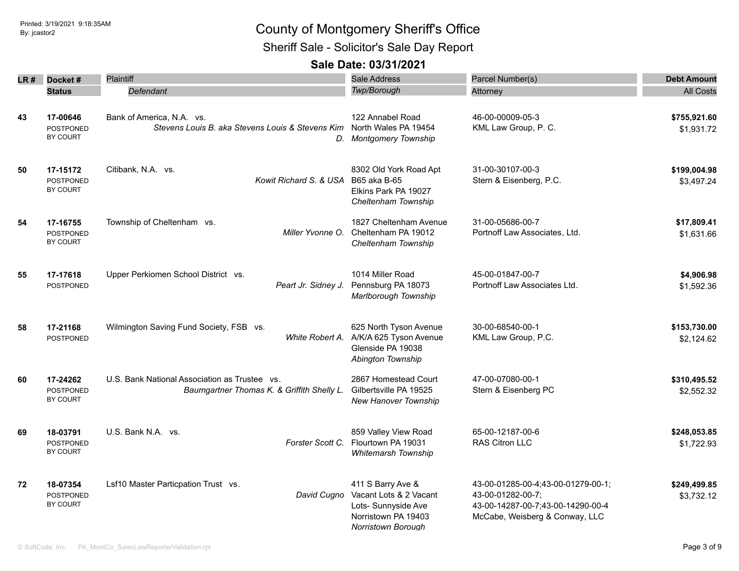# County of Montgomery Sheriff's Office

## Sheriff Sale - Solicitor's Sale Day Report

### Sale Date: 03/31/2021

| LR # | Docket # / Status | Plaintiff / *Defendant* | Sale Address / *Twp/Borough* | Parcel Number(s) / Attorney | Debt Amount / All Costs |
|---|---|---|---|---|---|
| 43 | **17-00646** POSTPONED BY COURT | Bank of America, N.A. vs. *Stevens Louis B. aka Stevens Louis & Stevens Kim D.* | 122 Annabel Road North Wales PA 19454 *Montgomery Township* | 46-00-00009-05-3 KML Law Group, P. C. | **$755,921.60** $1,931.72 |
| 50 | **17-15172** POSTPONED BY COURT | Citibank, N.A. vs. *Kowit Richard S. & USA* | 8302 Old York Road Apt B65 aka B-65 Elkins Park PA 19027 *Cheltenham Township* | 31-00-30107-00-3 Stern & Eisenberg, P.C. | **$199,004.98** $3,497.24 |
| 54 | **17-16755** POSTPONED BY COURT | Township of Cheltenham vs. *Miller Yvonne O.* | 1827 Cheltenham Avenue Cheltenham PA 19012 *Cheltenham Township* | 31-00-05686-00-7 Portnoff Law Associates, Ltd. | **$17,809.41** $1,631.66 |
| 55 | **17-17618** POSTPONED | Upper Perkiomen School District vs. *Peart Jr. Sidney J.* | 1014 Miller Road Pennsburg PA 18073 *Marlborough Township* | 45-00-01847-00-7 Portnoff Law Associates Ltd. | **$4,906.98** $1,592.36 |
| 58 | **17-21168** POSTPONED | Wilmington Saving Fund Society, FSB vs. *White Robert A.* | 625 North Tyson Avenue A/K/A 625 Tyson Avenue Glenside PA 19038 *Abington Township* | 30-00-68540-00-1 KML Law Group, P.C. | **$153,730.00** $2,124.62 |
| 60 | **17-24262** POSTPONED BY COURT | U.S. Bank National Association as Trustee vs. *Baumgartner Thomas K. & Griffith Shelly L.* | 2867 Homestead Court Gilbertsville PA 19525 *New Hanover Township* | 47-00-07080-00-1 Stern & Eisenberg PC | **$310,495.52** $2,552.32 |
| 69 | **18-03791** POSTPONED BY COURT | U.S. Bank N.A. vs. *Forster Scott C.* | 859 Valley View Road Flourtown PA 19031 *Whitemarsh Township* | 65-00-12187-00-6 RAS Citron LLC | **$248,053.85** $1,722.93 |
| 72 | **18-07354** POSTPONED BY COURT | Lsf10 Master Particpation Trust vs. *David Cugno* | 411 S Barry Ave & Vacant Lots & 2 Vacant Lots- Sunnyside Ave Norristown PA 19403 *Norristown Borough* | 43-00-01285-00-4;43-00-01279-00-1; 43-00-01282-00-7; 43-00-14287-00-7;43-00-14290-00-4 McCabe, Weisberg & Conway, LLC | **$249,499.85** $3,732.12 |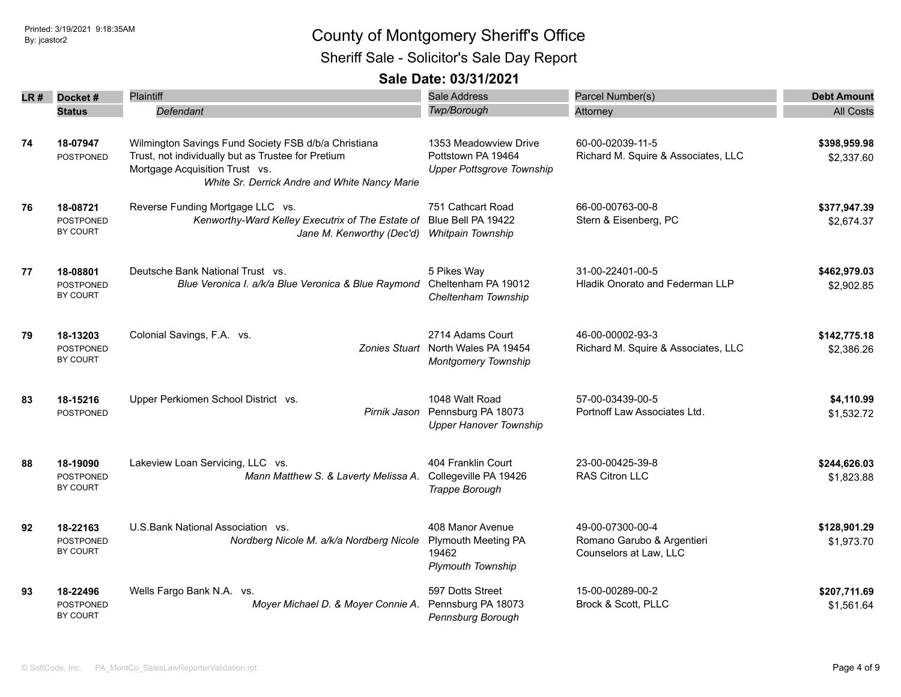# County of Montgomery Sheriff's Office

## Sheriff Sale - Solicitor's Sale Day Report

### Sale Date: 03/31/2021

| LR # | Docket # / Status | Plaintiff / *Defendant* | Sale Address / *Twp/Borough* | Parcel Number(s) / Attorney | Debt Amount / All Costs |
|---|---|---|---|---|---|
| 74 | **18-07947** POSTPONED | Wilmington Savings Fund Society FSB d/b/a Christiana Trust, not individually but as Trustee for Pretium Mortgage Acquisition Trust vs. *White Sr. Derrick Andre and White Nancy Marie* | 1353 Meadowview Drive Pottstown PA 19464 *Upper Pottsgrove Township* | 60-00-02039-11-5 Richard M. Squire & Associates, LLC | **$398,959.98** $2,337.60 |
| 76 | **18-08721** POSTPONED BY COURT | Reverse Funding Mortgage LLC vs. *Kenworthy-Ward Kelley Executrix of The Estate of Jane M. Kenworthy (Dec'd)* | 751 Cathcart Road Blue Bell PA 19422 *Whitpain Township* | 66-00-00763-00-8 Stern & Eisenberg, PC | **$377,947.39** $2,674.37 |
| 77 | **18-08801** POSTPONED BY COURT | Deutsche Bank National Trust vs. *Blue Veronica I. a/k/a Blue Veronica & Blue Raymond* | 5 Pikes Way Cheltenham PA 19012 *Cheltenham Township* | 31-00-22401-00-5 Hladik Onorato and Federman LLP | **$462,979.03** $2,902.85 |
| 79 | **18-13203** POSTPONED BY COURT | Colonial Savings, F.A. vs. *Zonies Stuart* | 2714 Adams Court North Wales PA 19454 *Montgomery Township* | 46-00-00002-93-3 Richard M. Squire & Associates, LLC | **$142,775.18** $2,386.26 |
| 83 | **18-15216** POSTPONED | Upper Perkiomen School District vs. *Pirnik Jason* | 1048 Walt Road Pennsburg PA 18073 *Upper Hanover Township* | 57-00-03439-00-5 Portnoff Law Associates Ltd. | **$4,110.99** $1,532.72 |
| 88 | **18-19090** POSTPONED BY COURT | Lakeview Loan Servicing, LLC vs. *Mann Matthew S. & Laverty Melissa A.* | 404 Franklin Court Collegeville PA 19426 *Trappe Borough* | 23-00-00425-39-8 RAS Citron LLC | **$244,626.03** $1,823.88 |
| 92 | **18-22163** POSTPONED BY COURT | U.S.Bank National Association vs. *Nordberg Nicole M. a/k/a Nordberg Nicole* | 408 Manor Avenue Plymouth Meeting PA 19462 *Plymouth Township* | 49-00-07300-00-4 Romano Garubo & Argentieri Counselors at Law, LLC | **$128,901.29** $1,973.70 |
| 93 | **18-22496** POSTPONED BY COURT | Wells Fargo Bank N.A. vs. *Moyer Michael D. & Moyer Connie A.* | 597 Dotts Street Pennsburg PA 18073 *Pennsburg Borough* | 15-00-00289-00-2 Brock & Scott, PLLC | **$207,711.69** $1,561.64 |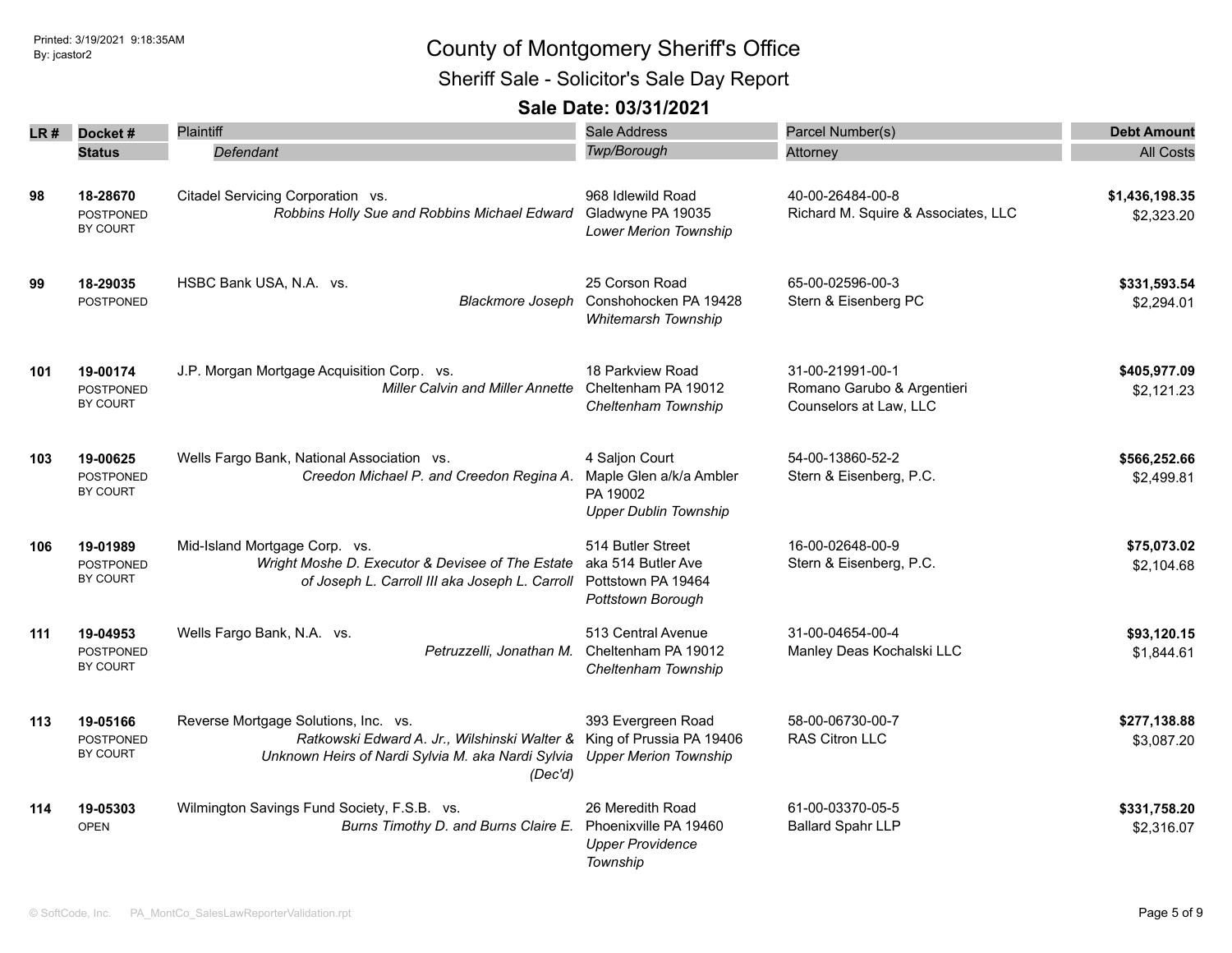# County of Montgomery Sheriff's Office

## Sheriff Sale - Solicitor's Sale Day Report

### Sale Date: 03/31/2021

| LR # | Docket # / Status | Plaintiff / *Defendant* | Sale Address / *Twp/Borough* | Parcel Number(s) / Attorney | Debt Amount / All Costs |
|---|---|---|---|---|---|
| 98 | **18-28670** POSTPONED BY COURT | Citadel Servicing Corporation vs. *Robbins Holly Sue and Robbins Michael Edward* | 968 Idlewild Road Gladwyne PA 19035 *Lower Merion Township* | 40-00-26484-00-8 Richard M. Squire & Associates, LLC | **$1,436,198.35** $2,323.20 |
| 99 | **18-29035** POSTPONED | HSBC Bank USA, N.A. vs. *Blackmore Joseph* | 25 Corson Road Conshohocken PA 19428 *Whitemarsh Township* | 65-00-02596-00-3 Stern & Eisenberg PC | **$331,593.54** $2,294.01 |
| 101 | **19-00174** POSTPONED BY COURT | J.P. Morgan Mortgage Acquisition Corp. vs. *Miller Calvin and Miller Annette* | 18 Parkview Road Cheltenham PA 19012 *Cheltenham Township* | 31-00-21991-00-1 Romano Garubo & Argentieri Counselors at Law, LLC | **$405,977.09** $2,121.23 |
| 103 | **19-00625** POSTPONED BY COURT | Wells Fargo Bank, National Association vs. *Creedon Michael P. and Creedon Regina A.* | 4 Saljon Court Maple Glen a/k/a Ambler PA 19002 *Upper Dublin Township* | 54-00-13860-52-2 Stern & Eisenberg, P.C. | **$566,252.66** $2,499.81 |
| 106 | **19-01989** POSTPONED BY COURT | Mid-Island Mortgage Corp. vs. *Wright Moshe D. Executor & Devisee of The Estate of Joseph L. Carroll III aka Joseph L. Carroll* | 514 Butler Street aka 514 Butler Ave Pottstown PA 19464 *Pottstown Borough* | 16-00-02648-00-9 Stern & Eisenberg, P.C. | **$75,073.02** $2,104.68 |
| 111 | **19-04953** POSTPONED BY COURT | Wells Fargo Bank, N.A. vs. *Petruzzelli, Jonathan M.* | 513 Central Avenue Cheltenham PA 19012 *Cheltenham Township* | 31-00-04654-00-4 Manley Deas Kochalski LLC | **$93,120.15** $1,844.61 |
| 113 | **19-05166** POSTPONED BY COURT | Reverse Mortgage Solutions, Inc. vs. *Ratkowski Edward A. Jr., Wilshinski Walter & Unknown Heirs of Nardi Sylvia M. aka Nardi Sylvia (Dec'd)* | 393 Evergreen Road King of Prussia PA 19406 *Upper Merion Township* | 58-00-06730-00-7 RAS Citron LLC | **$277,138.88** $3,087.20 |
| 114 | **19-05303** OPEN | Wilmington Savings Fund Society, F.S.B. vs. *Burns Timothy D. and Burns Claire E.* | 26 Meredith Road Phoenixville PA 19460 *Upper Providence Township* | 61-00-03370-05-5 Ballard Spahr LLP | **$331,758.20** $2,316.07 |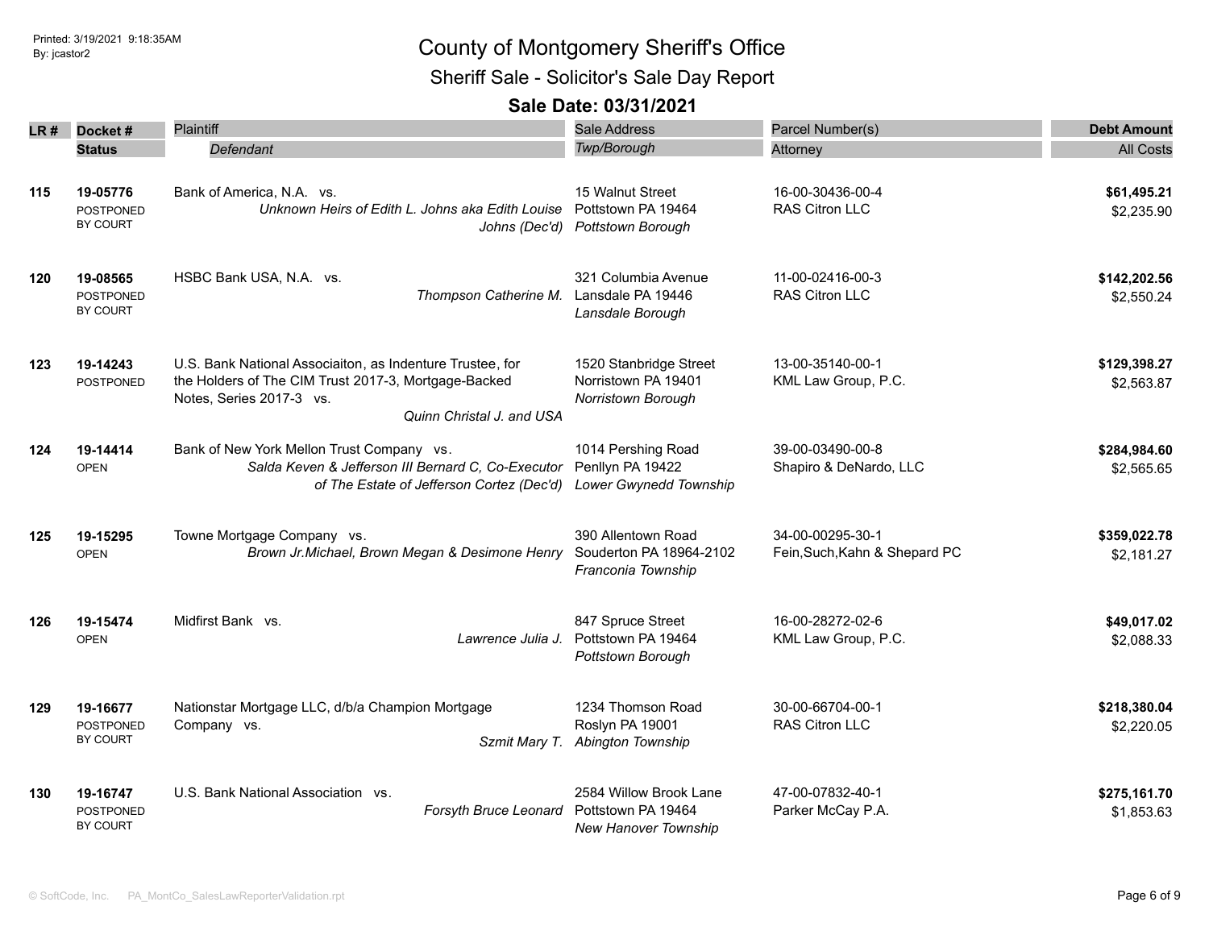# County of Montgomery Sheriff's Office

## Sheriff Sale - Solicitor's Sale Day Report

### Sale Date: 03/31/2021

| LR # | Docket # / Status | Plaintiff / *Defendant* | Sale Address / *Twp/Borough* | Parcel Number(s) / Attorney | Debt Amount / All Costs |
|---|---|---|---|---|---|
| 115 | **19-05776** POSTPONED BY COURT | Bank of America, N.A. vs. *Unknown Heirs of Edith L. Johns aka Edith Louise Johns (Dec'd)* | 15 Walnut Street Pottstown PA 19464 *Pottstown Borough* | 16-00-30436-00-4 RAS Citron LLC | **$61,495.21** $2,235.90 |
| 120 | **19-08565** POSTPONED BY COURT | HSBC Bank USA, N.A. vs. *Thompson Catherine M.* | 321 Columbia Avenue Lansdale PA 19446 *Lansdale Borough* | 11-00-02416-00-3 RAS Citron LLC | **$142,202.56** $2,550.24 |
| 123 | **19-14243** POSTPONED | U.S. Bank National Associaiton, as Indenture Trustee, for the Holders of The CIM Trust 2017-3, Mortgage-Backed Notes, Series 2017-3 vs. *Quinn Christal J. and USA* | 1520 Stanbridge Street Norristown PA 19401 *Norristown Borough* | 13-00-35140-00-1 KML Law Group, P.C. | **$129,398.27** $2,563.87 |
| 124 | **19-14414** OPEN | Bank of New York Mellon Trust Company vs. *Salda Keven & Jefferson III Bernard C, Co-Executor of The Estate of Jefferson Cortez (Dec'd)* | 1014 Pershing Road Penllyn PA 19422 *Lower Gwynedd Township* | 39-00-03490-00-8 Shapiro & DeNardo, LLC | **$284,984.60** $2,565.65 |
| 125 | **19-15295** OPEN | Towne Mortgage Company vs. *Brown Jr.Michael, Brown Megan & Desimone Henry* | 390 Allentown Road Souderton PA 18964-2102 *Franconia Township* | 34-00-00295-30-1 Fein,Such,Kahn & Shepard PC | **$359,022.78** $2,181.27 |
| 126 | **19-15474** OPEN | Midfirst Bank vs. *Lawrence Julia J.* | 847 Spruce Street Pottstown PA 19464 *Pottstown Borough* | 16-00-28272-02-6 KML Law Group, P.C. | **$49,017.02** $2,088.33 |
| 129 | **19-16677** POSTPONED BY COURT | Nationstar Mortgage LLC, d/b/a Champion Mortgage Company vs. *Szmit Mary T.* | 1234 Thomson Road Roslyn PA 19001 *Abington Township* | 30-00-66704-00-1 RAS Citron LLC | **$218,380.04** $2,220.05 |
| 130 | **19-16747** POSTPONED BY COURT | U.S. Bank National Association vs. *Forsyth Bruce Leonard* | 2584 Willow Brook Lane Pottstown PA 19464 *New Hanover Township* | 47-00-07832-40-1 Parker McCay P.A. | **$275,161.70** $1,853.63 |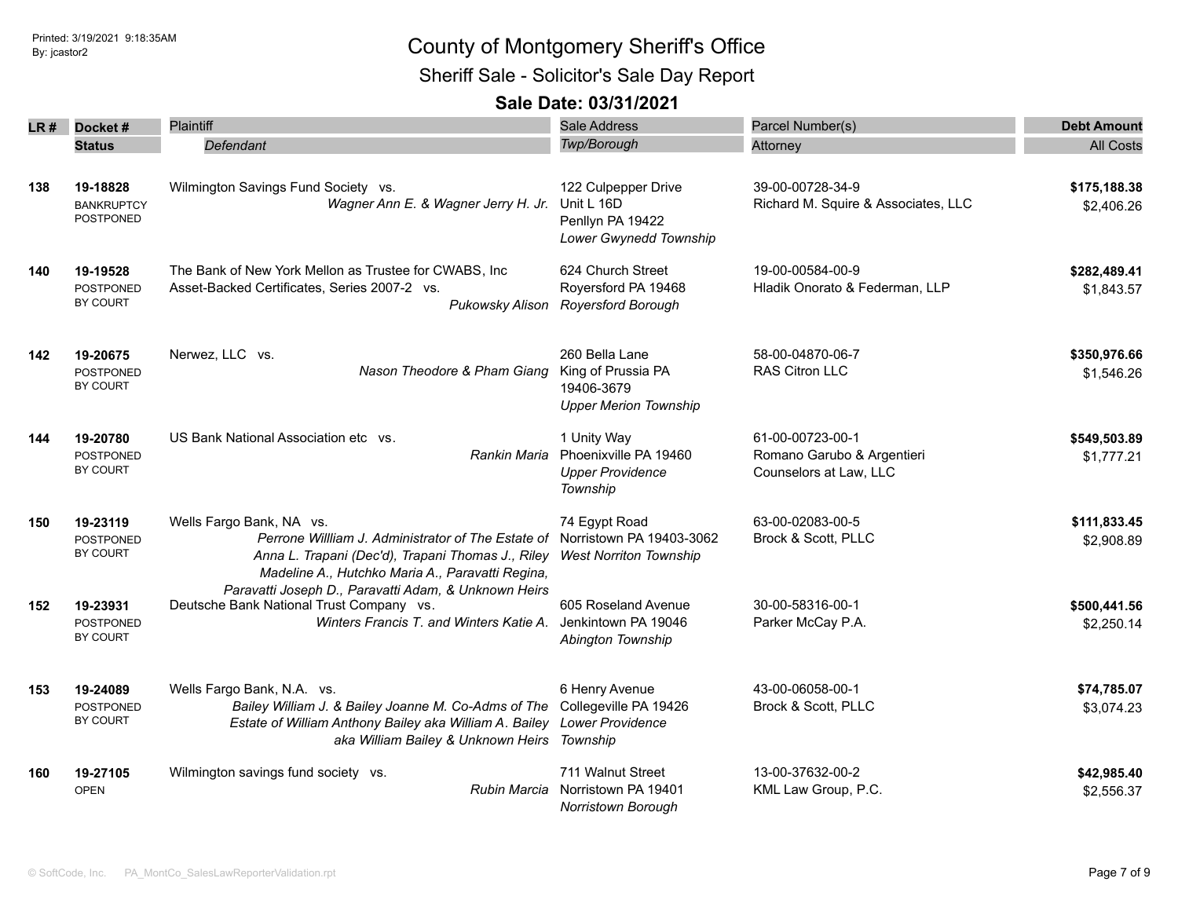# County of Montgomery Sheriff's Office

## Sheriff Sale - Solicitor's Sale Day Report

### Sale Date: 03/31/2021

| LR # | Docket # / Status | Plaintiff / *Defendant* | Sale Address / *Twp/Borough* | Parcel Number(s) / Attorney | Debt Amount / All Costs |
|---|---|---|---|---|---|
| **138** | **19-18828** BANKRUPTCY POSTPONED | Wilmington Savings Fund Society vs. *Wagner Ann E. & Wagner Jerry H. Jr.* | 122 Culpepper Drive Unit L 16D Penllyn PA 19422 *Lower Gwynedd Township* | 39-00-00728-34-9 Richard M. Squire & Associates, LLC | **$175,188.38** $2,406.26 |
| **140** | **19-19528** POSTPONED BY COURT | The Bank of New York Mellon as Trustee for CWABS, Inc Asset-Backed Certificates, Series 2007-2 vs. *Pukowsky Alison* | 624 Church Street Royersford PA 19468 *Royersford Borough* | 19-00-00584-00-9 Hladik Onorato & Federman, LLP | **$282,489.41** $1,843.57 |
| **142** | **19-20675** POSTPONED BY COURT | Nerwez, LLC vs. *Nason Theodore & Pham Giang* | 260 Bella Lane King of Prussia PA 19406-3679 *Upper Merion Township* | 58-00-04870-06-7 RAS Citron LLC | **$350,976.66** $1,546.26 |
| **144** | **19-20780** POSTPONED BY COURT | US Bank National Association etc vs. *Rankin Maria* | 1 Unity Way Phoenixville PA 19460 *Upper Providence Township* | 61-00-00723-00-1 Romano Garubo & Argentieri Counselors at Law, LLC | **$549,503.89** $1,777.21 |
| **150** | **19-23119** POSTPONED BY COURT | Wells Fargo Bank, NA vs. *Perrone Willliam J. Administrator of The Estate of Anna L. Trapani (Dec'd), Trapani Thomas J., Riley Madeline A., Hutchko Maria A., Paravatti Regina, Paravatti Joseph D., Paravatti Adam, & Unknown Heirs* | 74 Egypt Road Norristown PA 19403-3062 *West Norriton Township* | 63-00-02083-00-5 Brock & Scott, PLLC | **$111,833.45** $2,908.89 |
| **152** | **19-23931** POSTPONED BY COURT | Deutsche Bank National Trust Company vs. *Winters Francis T. and Winters Katie A.* | 605 Roseland Avenue Jenkintown PA 19046 *Abington Township* | 30-00-58316-00-1 Parker McCay P.A. | **$500,441.56** $2,250.14 |
| **153** | **19-24089** POSTPONED BY COURT | Wells Fargo Bank, N.A. vs. *Bailey William J. & Bailey Joanne M. Co-Adms of The Estate of William Anthony Bailey aka William A. Bailey aka William Bailey & Unknown Heirs* | 6 Henry Avenue Collegeville PA 19426 *Lower Providence Township* | 43-00-06058-00-1 Brock & Scott, PLLC | **$74,785.07** $3,074.23 |
| **160** | **19-27105** OPEN | Wilmington savings fund society vs. *Rubin Marcia* | 711 Walnut Street Norristown PA 19401 *Norristown Borough* | 13-00-37632-00-2 KML Law Group, P.C. | **$42,985.40** $2,556.37 |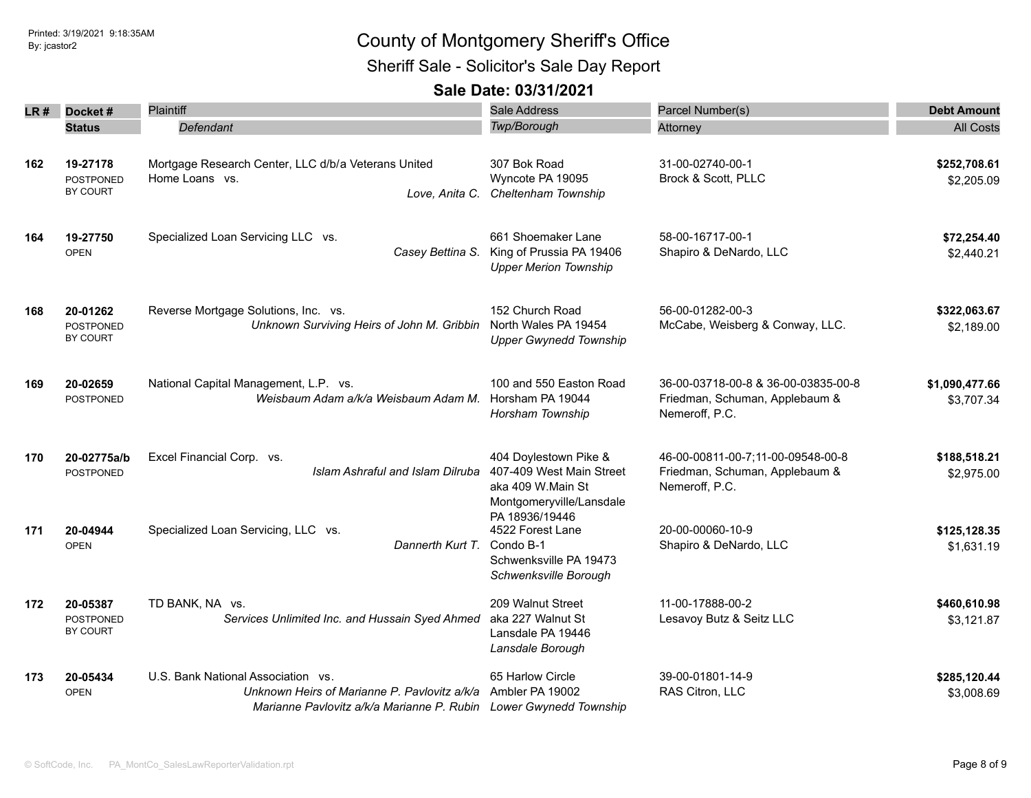# County of Montgomery Sheriff's Office

## Sheriff Sale - Solicitor's Sale Day Report

### Sale Date: 03/31/2021

| LR # | Docket # / Status | Plaintiff / *Defendant* | Sale Address / *Twp/Borough* | Parcel Number(s) / Attorney | Debt Amount / All Costs |
|---|---|---|---|---|---|
| 162 | **19-27178** POSTPONED BY COURT | Mortgage Research Center, LLC d/b/a Veterans United Home Loans vs. *Love, Anita C.* | 307 Bok Road Wyncote PA 19095 *Cheltenham Township* | 31-00-02740-00-1 Brock & Scott, PLLC | **$252,708.61** $2,205.09 |
| 164 | **19-27750** OPEN | Specialized Loan Servicing LLC vs. *Casey Bettina S.* | 661 Shoemaker Lane King of Prussia PA 19406 *Upper Merion Township* | 58-00-16717-00-1 Shapiro & DeNardo, LLC | **$72,254.40** $2,440.21 |
| 168 | **20-01262** POSTPONED BY COURT | Reverse Mortgage Solutions, Inc. vs. *Unknown Surviving Heirs of John M. Gribbin* | 152 Church Road North Wales PA 19454 *Upper Gwynedd Township* | 56-00-01282-00-3 McCabe, Weisberg & Conway, LLC. | **$322,063.67** $2,189.00 |
| 169 | **20-02659** POSTPONED | National Capital Management, L.P. vs. *Weisbaum Adam a/k/a Weisbaum Adam M.* | 100 and 550 Easton Road Horsham PA 19044 *Horsham Township* | 36-00-03718-00-8 & 36-00-03835-00-8 Friedman, Schuman, Applebaum & Nemeroff, P.C. | **$1,090,477.66** $3,707.34 |
| 170 | **20-02775a/b** POSTPONED | Excel Financial Corp. vs. *Islam Ashraful and Islam Dilruba* | 404 Doylestown Pike & 407-409 West Main Street aka 409 W.Main St Montgomeryville/Lansdale PA 18936/19446 | 46-00-00811-00-7;11-00-09548-00-8 Friedman, Schuman, Applebaum & Nemeroff, P.C. | **$188,518.21** $2,975.00 |
| 171 | **20-04944** OPEN | Specialized Loan Servicing, LLC vs. *Dannerth Kurt T.* | 4522 Forest Lane Condo B-1 Schwenksville PA 19473 *Schwenksville Borough* | 20-00-00060-10-9 Shapiro & DeNardo, LLC | **$125,128.35** $1,631.19 |
| 172 | **20-05387** POSTPONED BY COURT | TD BANK, NA vs. *Services Unlimited Inc. and Hussain Syed Ahmed* | 209 Walnut Street aka 227 Walnut St Lansdale PA 19446 *Lansdale Borough* | 11-00-17888-00-2 Lesavoy Butz & Seitz LLC | **$460,610.98** $3,121.87 |
| 173 | **20-05434** OPEN | U.S. Bank National Association vs. *Unknown Heirs of Marianne P. Pavlovitz a/k/a Marianne Pavlovitz a/k/a Marianne P. Rubin* | 65 Harlow Circle Ambler PA 19002 *Lower Gwynedd Township* | 39-00-01801-14-9 RAS Citron, LLC | **$285,120.44** $3,008.69 |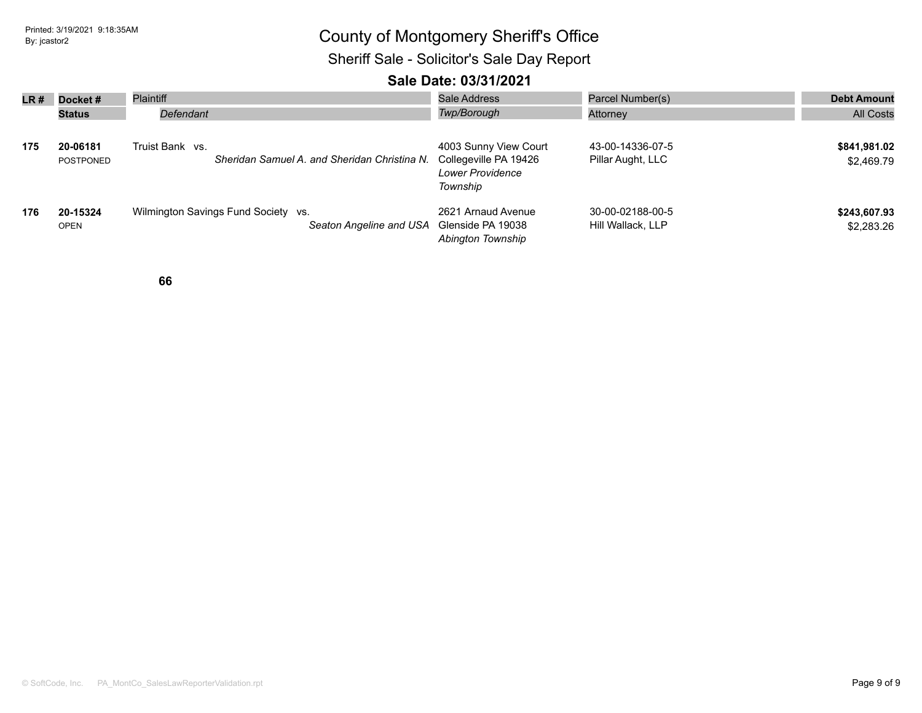# County of Montgomery Sheriff's Office

## Sheriff Sale - Solicitor's Sale Day Report

### Sale Date: 03/31/2021

| LR # | Docket # / Status | Plaintiff / *Defendant* | Sale Address / *Twp/Borough* | Parcel Number(s) / Attorney | Debt Amount / All Costs |
|---|---|---|---|---|---|
| **175** | **20-06181** POSTPONED | Truist Bank vs. *Sheridan Samuel A. and Sheridan Christina N.* | 4003 Sunny View Court Collegeville PA 19426 *Lower Providence Township* | 43-00-14336-07-5 Pillar Aught, LLC | **$841,981.02** $2,469.79 |
| **176** | **20-15324** OPEN | Wilmington Savings Fund Society vs. *Seaton Angeline and USA* | 2621 Arnaud Avenue Glenside PA 19038 *Abington Township* | 30-00-02188-00-5 Hill Wallack, LLP | **$243,607.93** $2,283.26 |

**66**